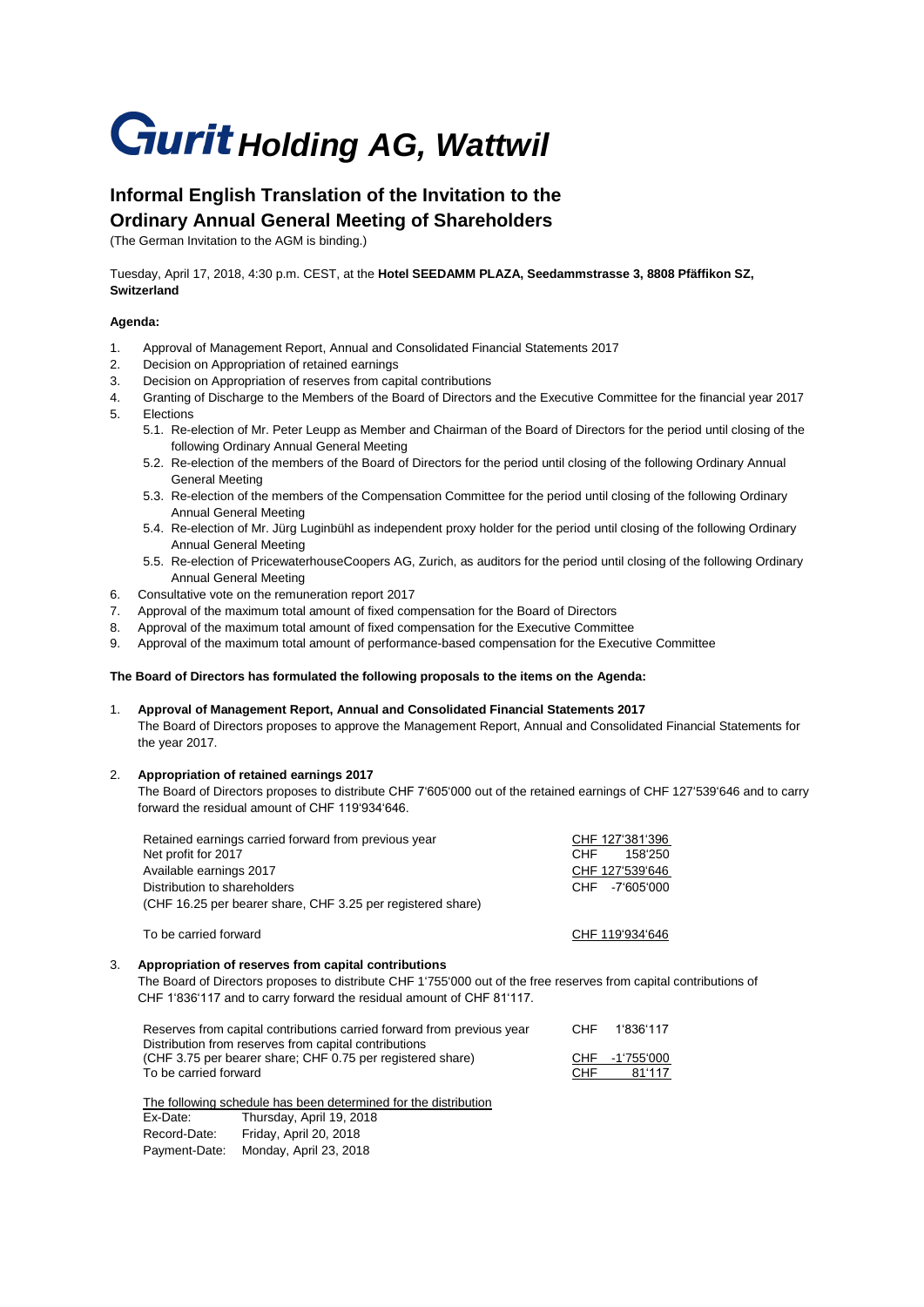# Gurit Holding AG, Wattwil

## Informal English Translation of the Invitation to the Ordinary Annual General Meeting of Shareholders

(The German Invitation to the AGM is binding.)

Tuesday, April 17, 2018, 4:30 p.m. CEST, at the **Hotel SEEDAMM PLAZA, Seedammstrasse 3, 8808 Pfäffikon SZ, Switzerland**

**Agenda:**

1. Approval of Management Report, Annual and Consolidated Financial Statements 2017
2. Decision on Appropriation of retained earnings
3. Decision on Appropriation of reserves from capital contributions
4. Granting of Discharge to the Members of the Board of Directors and the Executive Committee for the financial year 2017
5. Elections
   - 5.1. Re-election of Mr. Peter Leupp as Member and Chairman of the Board of Directors for the period until closing of the following Ordinary Annual General Meeting
   - 5.2. Re-election of the members of the Board of Directors for the period until closing of the following Ordinary Annual General Meeting
   - 5.3. Re-election of the members of the Compensation Committee for the period until closing of the following Ordinary Annual General Meeting
   - 5.4. Re-election of Mr. Jürg Luginbühl as independent proxy holder for the period until closing of the following Ordinary Annual General Meeting
   - 5.5. Re-election of PricewaterhouseCoopers AG, Zurich, as auditors for the period until closing of the following Ordinary Annual General Meeting
6. Consultative vote on the remuneration report 2017
7. Approval of the maximum total amount of fixed compensation for the Board of Directors
8. Approval of the maximum total amount of fixed compensation for the Executive Committee
9. Approval of the maximum total amount of performance-based compensation for the Executive Committee

**The Board of Directors has formulated the following proposals to the items on the Agenda:**

1. **Approval of Management Report, Annual and Consolidated Financial Statements 2017**

   The Board of Directors proposes to approve the Management Report, Annual and Consolidated Financial Statements for the year 2017.

2. **Appropriation of retained earnings 2017**

   The Board of Directors proposes to distribute CHF 7'605'000 out of the retained earnings of CHF 127'539'646 and to carry forward the residual amount of CHF 119'934'646.

| | |
|---|---|
| Retained earnings carried forward from previous year | CHF 127'381'396 |
| Net profit for 2017 | CHF 158'250 |
| Available earnings 2017 | CHF 127'539'646 |
| Distribution to shareholders<br>(CHF 16.25 per bearer share, CHF 3.25 per registered share) | CHF -7'605'000 |
| To be carried forward | CHF 119'934'646 |

3. **Appropriation of reserves from capital contributions**

   The Board of Directors proposes to distribute CHF 1'755'000 out of the free reserves from capital contributions of CHF 1'836'117 and to carry forward the residual amount of CHF 81'117.

| | |
|---|---|
| Reserves from capital contributions carried forward from previous year | CHF 1'836'117 |
| Distribution from reserves from capital contributions<br>(CHF 3.75 per bearer share; CHF 0.75 per registered share) | CHF -1'755'000 |
| To be carried forward | CHF 81'117 |

The following schedule has been determined for the distribution

| | |
|---|---|
| Ex-Date: | Thursday, April 19, 2018 |
| Record-Date: | Friday, April 20, 2018 |
| Payment-Date: | Monday, April 23, 2018 |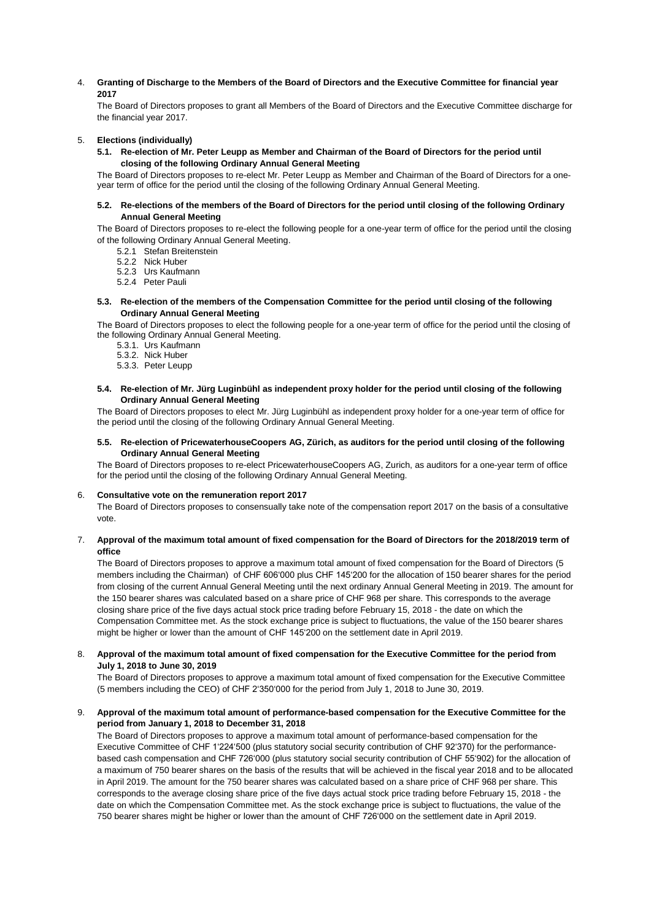4. **Granting of Discharge to the Members of the Board of Directors and the Executive Committee for financial year 2017**

   The Board of Directors proposes to grant all Members of the Board of Directors and the Executive Committee discharge for the financial year 2017.

5. **Elections (individually)**

   **5.1. Re-election of Mr. Peter Leupp as Member and Chairman of the Board of Directors for the period until closing of the following Ordinary Annual General Meeting**

   The Board of Directors proposes to re-elect Mr. Peter Leupp as Member and Chairman of the Board of Directors for a one-year term of office for the period until the closing of the following Ordinary Annual General Meeting.

   **5.2. Re-elections of the members of the Board of Directors for the period until closing of the following Ordinary Annual General Meeting**

   The Board of Directors proposes to re-elect the following people for a one-year term of office for the period until the closing of the following Ordinary Annual General Meeting.

   - 5.2.1 Stefan Breitenstein
   - 5.2.2 Nick Huber
   - 5.2.3 Urs Kaufmann
   - 5.2.4 Peter Pauli

   **5.3. Re-election of the members of the Compensation Committee for the period until closing of the following Ordinary Annual General Meeting**

   The Board of Directors proposes to elect the following people for a one-year term of office for the period until the closing of the following Ordinary Annual General Meeting.

   - 5.3.1. Urs Kaufmann
   - 5.3.2. Nick Huber
   - 5.3.3. Peter Leupp

   **5.4. Re-election of Mr. Jürg Luginbühl as independent proxy holder for the period until closing of the following Ordinary Annual General Meeting**

   The Board of Directors proposes to elect Mr. Jürg Luginbühl as independent proxy holder for a one-year term of office for the period until the closing of the following Ordinary Annual General Meeting.

   **5.5. Re-election of PricewaterhouseCoopers AG, Zürich, as auditors for the period until closing of the following Ordinary Annual General Meeting**

   The Board of Directors proposes to re-elect PricewaterhouseCoopers AG, Zurich, as auditors for a one-year term of office for the period until the closing of the following Ordinary Annual General Meeting.

6. **Consultative vote on the remuneration report 2017**

   The Board of Directors proposes to consensually take note of the compensation report 2017 on the basis of a consultative vote.

7. **Approval of the maximum total amount of fixed compensation for the Board of Directors for the 2018/2019 term of office**

   The Board of Directors proposes to approve a maximum total amount of fixed compensation for the Board of Directors (5 members including the Chairman) of CHF 606'000 plus CHF 145'200 for the allocation of 150 bearer shares for the period from closing of the current Annual General Meeting until the next ordinary Annual General Meeting in 2019. The amount for the 150 bearer shares was calculated based on a share price of CHF 968 per share. This corresponds to the average closing share price of the five days actual stock price trading before February 15, 2018 - the date on which the Compensation Committee met. As the stock exchange price is subject to fluctuations, the value of the 150 bearer shares might be higher or lower than the amount of CHF 145'200 on the settlement date in April 2019.

8. **Approval of the maximum total amount of fixed compensation for the Executive Committee for the period from July 1, 2018 to June 30, 2019**

   The Board of Directors proposes to approve a maximum total amount of fixed compensation for the Executive Committee (5 members including the CEO) of CHF 2'350'000 for the period from July 1, 2018 to June 30, 2019.

9. **Approval of the maximum total amount of performance-based compensation for the Executive Committee for the period from January 1, 2018 to December 31, 2018**

   The Board of Directors proposes to approve a maximum total amount of performance-based compensation for the Executive Committee of CHF 1'224'500 (plus statutory social security contribution of CHF 92'370) for the performance-based cash compensation and CHF 726'000 (plus statutory social security contribution of CHF 55'902) for the allocation of a maximum of 750 bearer shares on the basis of the results that will be achieved in the fiscal year 2018 and to be allocated in April 2019. The amount for the 750 bearer shares was calculated based on a share price of CHF 968 per share. This corresponds to the average closing share price of the five days actual stock price trading before February 15, 2018 - the date on which the Compensation Committee met. As the stock exchange price is subject to fluctuations, the value of the 750 bearer shares might be higher or lower than the amount of CHF 726'000 on the settlement date in April 2019.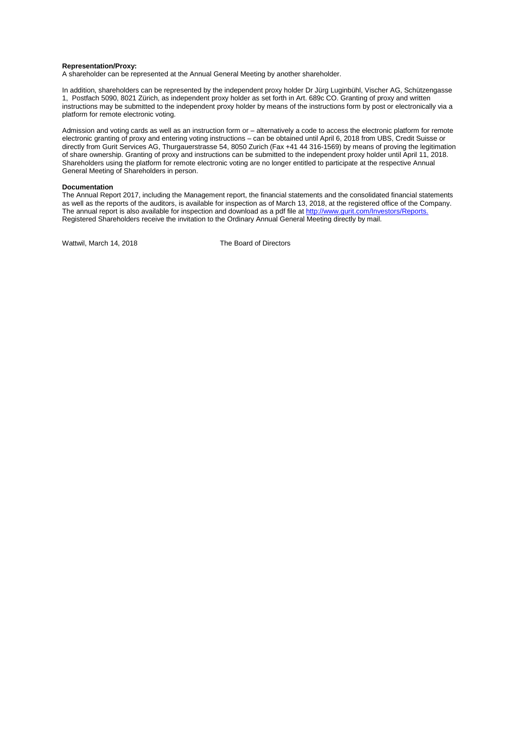**Representation/Proxy:**
A shareholder can be represented at the Annual General Meeting by another shareholder.

In addition, shareholders can be represented by the independent proxy holder Dr Jürg Luginbühl, Vischer AG, Schützengasse 1, Postfach 5090, 8021 Zürich, as independent proxy holder as set forth in Art. 689c CO. Granting of proxy and written instructions may be submitted to the independent proxy holder by means of the instructions form by post or electronically via a platform for remote electronic voting.

Admission and voting cards as well as an instruction form or – alternatively a code to access the electronic platform for remote electronic granting of proxy and entering voting instructions – can be obtained until April 6, 2018 from UBS, Credit Suisse or directly from Gurit Services AG, Thurgauerstrasse 54, 8050 Zurich (Fax +41 44 316-1569) by means of proving the legitimation of share ownership. Granting of proxy and instructions can be submitted to the independent proxy holder until April 11, 2018. Shareholders using the platform for remote electronic voting are no longer entitled to participate at the respective Annual General Meeting of Shareholders in person.

**Documentation**
The Annual Report 2017, including the Management report, the financial statements and the consolidated financial statements as well as the reports of the auditors, is available for inspection as of March 13, 2018, at the registered office of the Company. The annual report is also available for inspection and download as a pdf file at http://www.gurit.com/Investors/Reports.
Registered Shareholders receive the invitation to the Ordinary Annual General Meeting directly by mail.

Wattwil, March 14, 2018 The Board of Directors